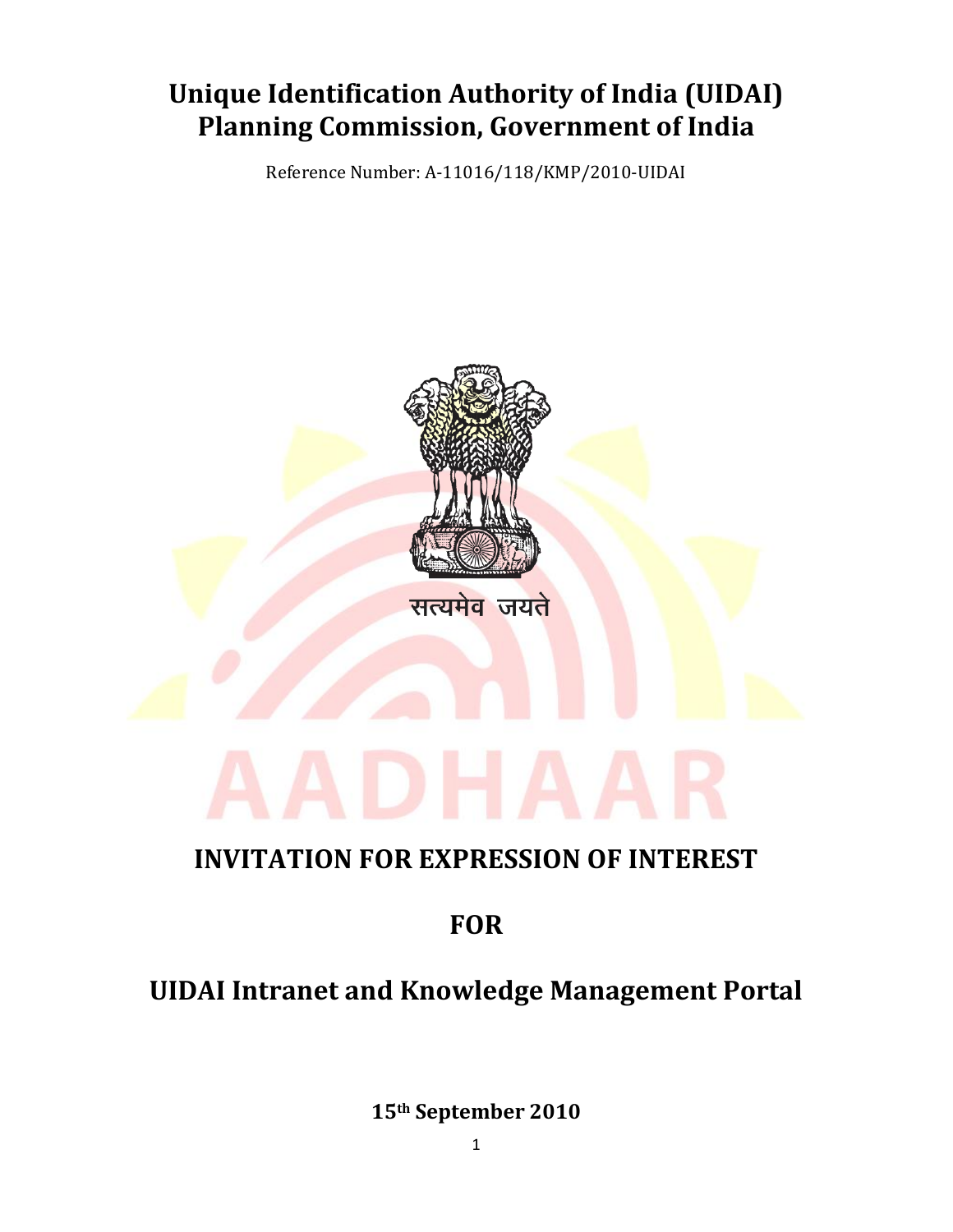# Unique Identification Authority of India (UIDAI)
# Planning Commission, Government of India

Reference Number: A-11016/118/KMP/2010-UIDAI

सत्यमेव जयते

AADHAAR

## INVITATION FOR EXPRESSION OF INTEREST

## FOR

## UIDAI Intranet and Knowledge Management Portal

**15th September 2010**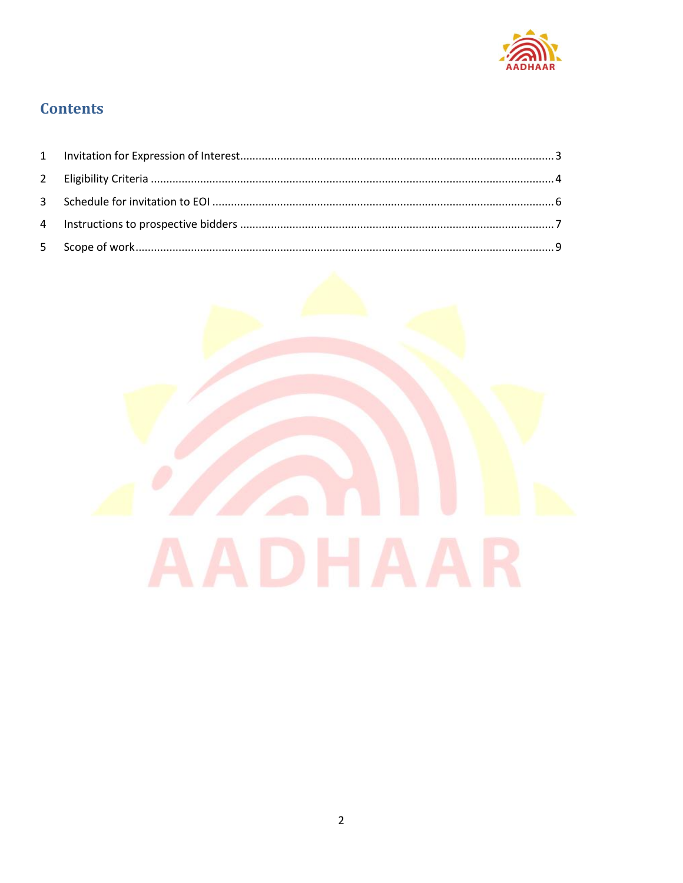# Contents

1 Invitation for Expression of Interest.....3

2 Eligibility Criteria .....4

3 Schedule for invitation to EOI .....6

4 Instructions to prospective bidders .....7

5 Scope of work.....9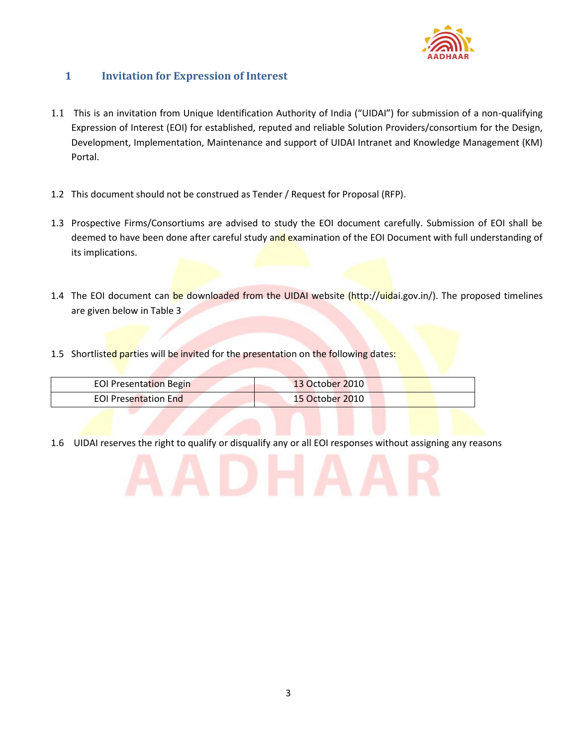# 1 Invitation for Expression of Interest

1.1 This is an invitation from Unique Identification Authority of India ("UIDAI") for submission of a non-qualifying Expression of Interest (EOI) for established, reputed and reliable Solution Providers/consortium for the Design, Development, Implementation, Maintenance and support of UIDAI Intranet and Knowledge Management (KM) Portal.

1.2 This document should not be construed as Tender / Request for Proposal (RFP).

1.3 Prospective Firms/Consortiums are advised to study the EOI document carefully. Submission of EOI shall be deemed to have been done after careful study and examination of the EOI Document with full understanding of its implications.

1.4 The EOI document can be downloaded from the UIDAI website (http://uidai.gov.in/). The proposed timelines are given below in Table 3

1.5 Shortlisted parties will be invited for the presentation on the following dates:

| EOI Presentation Begin | 13 October 2010 |
|---|---|
| EOI Presentation End | 15 October 2010 |

1.6 UIDAI reserves the right to qualify or disqualify any or all EOI responses without assigning any reasons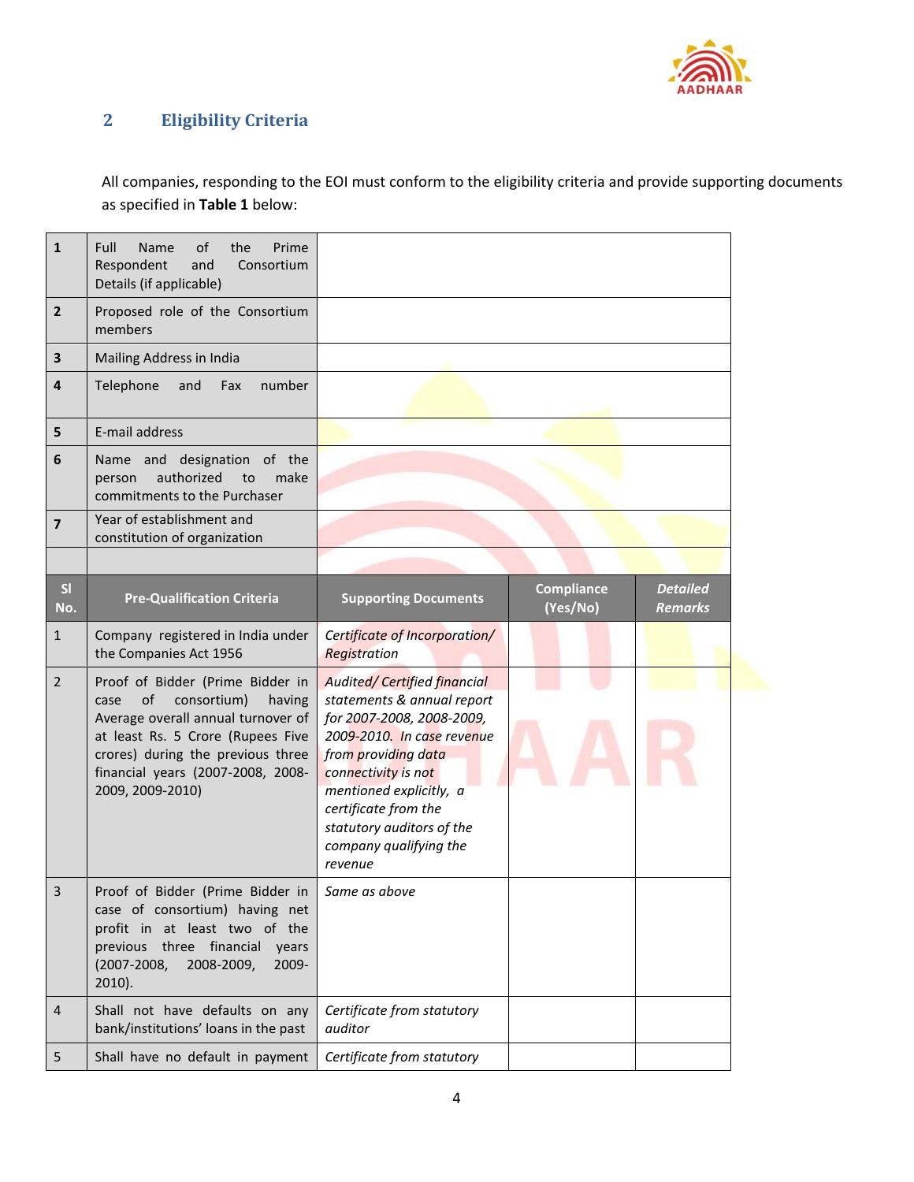## 2 Eligibility Criteria

All companies, responding to the EOI must conform to the eligibility criteria and provide supporting documents as specified in **Table 1** below:

| | | | | |
|---|---|---|---|---|
| **1** | Full Name of the Prime Respondent and Consortium Details (if applicable) | | | |
| **2** | Proposed role of the Consortium members | | | |
| **3** | Mailing Address in India | | | |
| **4** | Telephone and Fax number | | | |
| **5** | E-mail address | | | |
| **6** | Name and designation of the person authorized to make commitments to the Purchaser | | | |
| **7** | Year of establishment and constitution of organization | | | |
| | | | | |
| **Sl No.** | **Pre-Qualification Criteria** | **Supporting Documents** | **Compliance (Yes/No)** | ***Detailed Remarks*** |
| 1 | Company registered in India under the Companies Act 1956 | *Certificate of Incorporation/ Registration* | | |
| 2 | Proof of Bidder (Prime Bidder in case of consortium) having Average overall annual turnover of at least Rs. 5 Crore (Rupees Five crores) during the previous three financial years (2007-2008, 2008-2009, 2009-2010) | *Audited/ Certified financial statements & annual report for 2007-2008, 2008-2009, 2009-2010. In case revenue from providing data connectivity is not mentioned explicitly, a certificate from the statutory auditors of the company qualifying the revenue* | | |
| 3 | Proof of Bidder (Prime Bidder in case of consortium) having net profit in at least two of the previous three financial years (2007-2008, 2008-2009, 2009-2010). | *Same as above* | | |
| 4 | Shall not have defaults on any bank/institutions' loans in the past | *Certificate from statutory auditor* | | |
| 5 | Shall have no default in payment | *Certificate from statutory* | | |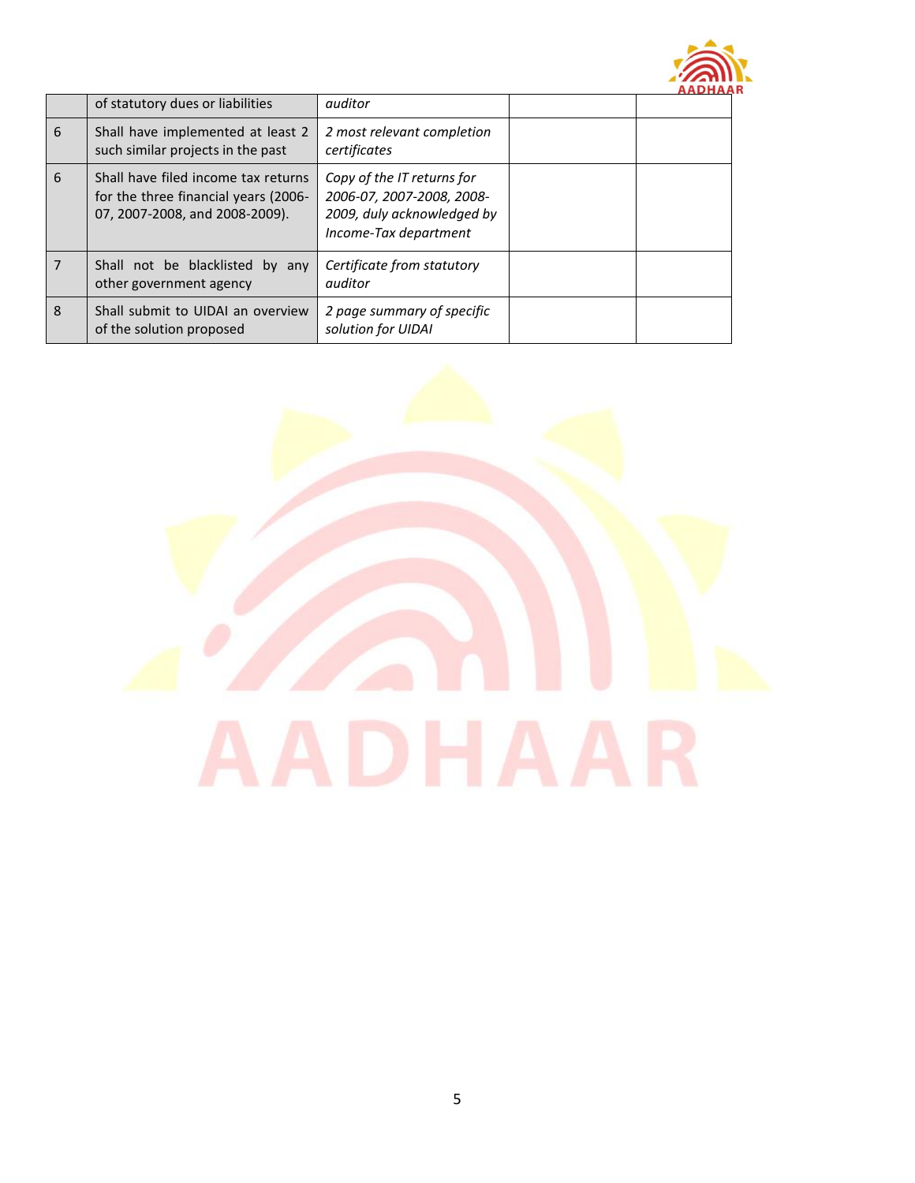|  |  |  |  |  |
|---|---|---|---|---|
|  | of statutory dues or liabilities | *auditor* |  |  |
| 6 | Shall have implemented at least 2 such similar projects in the past | *2 most relevant completion certificates* |  |  |
| 6 | Shall have filed income tax returns for the three financial years (2006-07, 2007-2008, and 2008-2009). | *Copy of the IT returns for 2006-07, 2007-2008, 2008-2009, duly acknowledged by Income-Tax department* |  |  |
| 7 | Shall not be blacklisted by any other government agency | *Certificate from statutory auditor* |  |  |
| 8 | Shall submit to UIDAI an overview of the solution proposed | *2 page summary of specific solution for UIDAI* |  |  |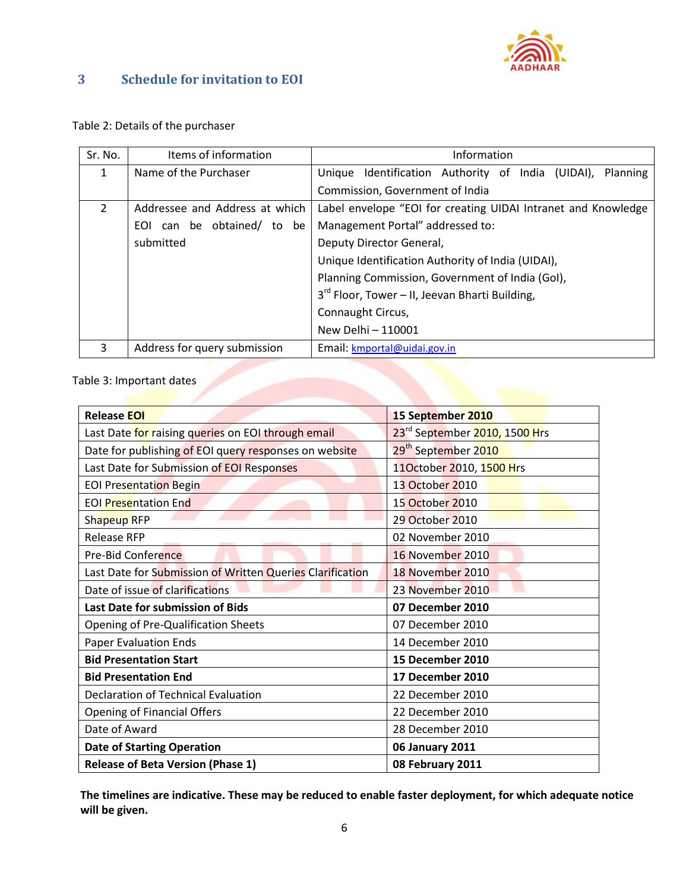## 3 Schedule for invitation to EOI

Table 2: Details of the purchaser

| Sr. No. | Items of information | Information |
|---|---|---|
| 1 | Name of the Purchaser | Unique Identification Authority of India (UIDAI), Planning Commission, Government of India |
| 2 | Addressee and Address at which EOI can be obtained/ to be submitted | Label envelope "EOI for creating UIDAI Intranet and Knowledge Management Portal" addressed to:<br>Deputy Director General,<br>Unique Identification Authority of India (UIDAI),<br>Planning Commission, Government of India (GoI),<br>3rd Floor, Tower – II, Jeevan Bharti Building,<br>Connaught Circus,<br>New Delhi – 110001 |
| 3 | Address for query submission | Email: kmportal@uidai.gov.in |

Table 3: Important dates

| **Release EOI** | **15 September 2010** |
|---|---|
| Last Date for raising queries on EOI through email | 23rd September 2010, 1500 Hrs |
| Date for publishing of EOI query responses on website | 29th September 2010 |
| Last Date for Submission of EOI Responses | 11October 2010, 1500 Hrs |
| EOI Presentation Begin | 13 October 2010 |
| EOI Presentation End | 15 October 2010 |
| Shapeup RFP | 29 October 2010 |
| Release RFP | 02 November 2010 |
| Pre-Bid Conference | 16 November 2010 |
| Last Date for Submission of Written Queries Clarification | 18 November 2010 |
| Date of issue of clarifications | 23 November 2010 |
| **Last Date for submission of Bids** | **07 December 2010** |
| Opening of Pre-Qualification Sheets | 07 December 2010 |
| Paper Evaluation Ends | 14 December 2010 |
| **Bid Presentation Start** | **15 December 2010** |
| **Bid Presentation End** | **17 December 2010** |
| Declaration of Technical Evaluation | 22 December 2010 |
| Opening of Financial Offers | 22 December 2010 |
| Date of Award | 28 December 2010 |
| **Date of Starting Operation** | **06 January 2011** |
| **Release of Beta Version (Phase 1)** | **08 February 2011** |

**The timelines are indicative. These may be reduced to enable faster deployment, for which adequate notice will be given.**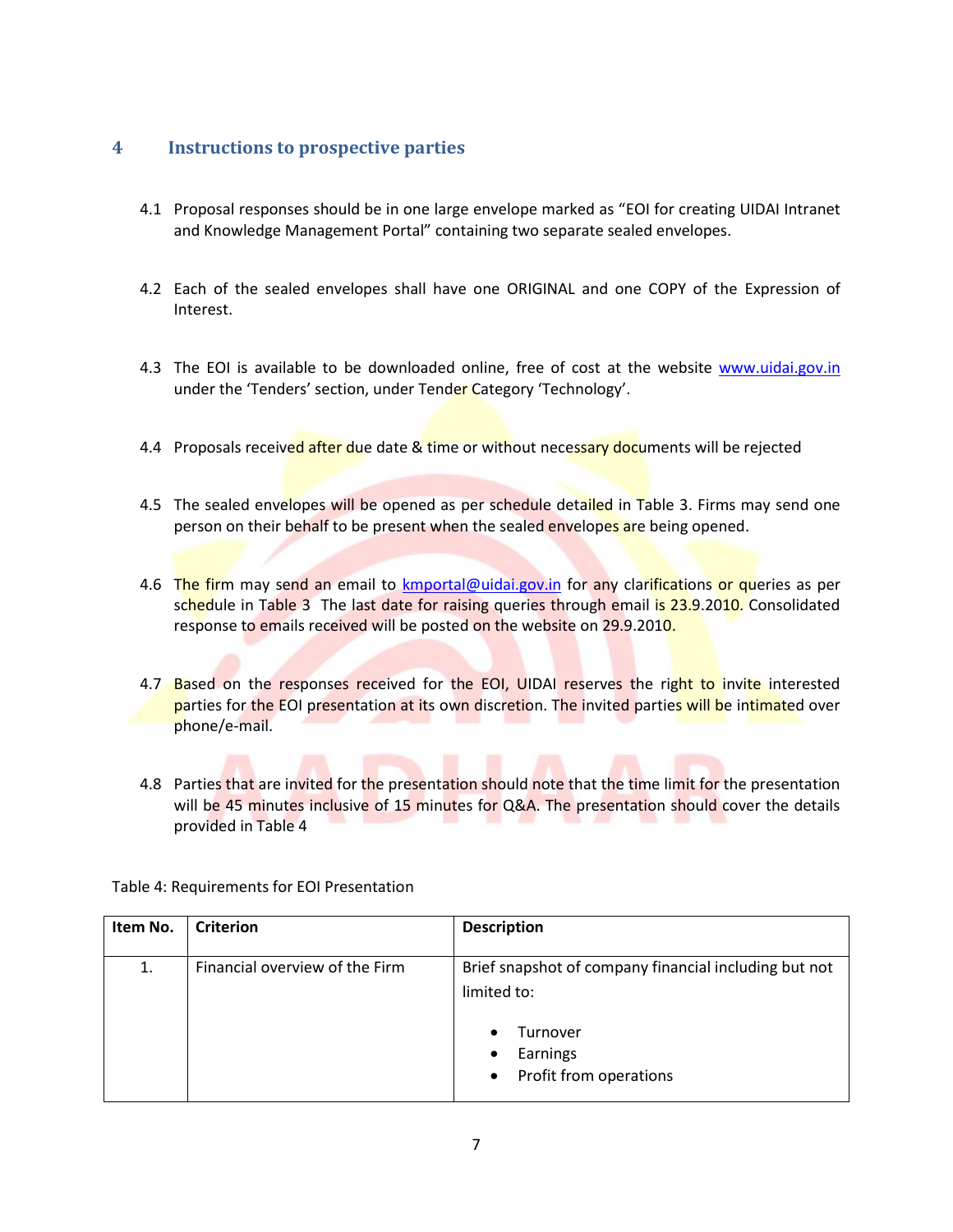## 4 Instructions to prospective parties

4.1 Proposal responses should be in one large envelope marked as "EOI for creating UIDAI Intranet and Knowledge Management Portal" containing two separate sealed envelopes.

4.2 Each of the sealed envelopes shall have one ORIGINAL and one COPY of the Expression of Interest.

4.3 The EOI is available to be downloaded online, free of cost at the website www.uidai.gov.in under the 'Tenders' section, under Tender Category 'Technology'.

4.4 Proposals received after due date & time or without necessary documents will be rejected

4.5 The sealed envelopes will be opened as per schedule detailed in Table 3. Firms may send one person on their behalf to be present when the sealed envelopes are being opened.

4.6 The firm may send an email to kmportal@uidai.gov.in for any clarifications or queries as per schedule in Table 3 The last date for raising queries through email is 23.9.2010. Consolidated response to emails received will be posted on the website on 29.9.2010.

4.7 Based on the responses received for the EOI, UIDAI reserves the right to invite interested parties for the EOI presentation at its own discretion. The invited parties will be intimated over phone/e-mail.

4.8 Parties that are invited for the presentation should note that the time limit for the presentation will be 45 minutes inclusive of 15 minutes for Q&A. The presentation should cover the details provided in Table 4

Table 4: Requirements for EOI Presentation

| Item No. | Criterion | Description |
|---|---|---|
| 1. | Financial overview of the Firm | Brief snapshot of company financial including but not limited to:<br>• Turnover<br>• Earnings<br>• Profit from operations |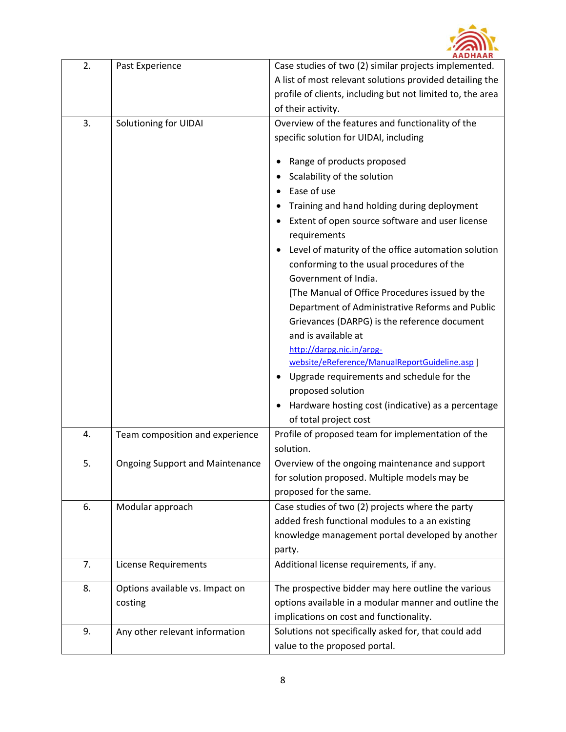| 2. | Past Experience | Case studies of two (2) similar projects implemented. A list of most relevant solutions provided detailing the profile of clients, including but not limited to, the area of their activity. |
|---|---|---|
| 3. | Solutioning for UIDAI | Overview of the features and functionality of the specific solution for UIDAI, including<br><br>• Range of products proposed<br>• Scalability of the solution<br>• Ease of use<br>• Training and hand holding during deployment<br>• Extent of open source software and user license requirements<br>• Level of maturity of the office automation solution conforming to the usual procedures of the Government of India.<br>[The Manual of Office Procedures issued by the Department of Administrative Reforms and Public Grievances (DARPG) is the reference document and is available at http://darpg.nic.in/arpg-website/eReference/ManualReportGuideline.asp ]<br>• Upgrade requirements and schedule for the proposed solution<br>• Hardware hosting cost (indicative) as a percentage of total project cost |
| 4. | Team composition and experience | Profile of proposed team for implementation of the solution. |
| 5. | Ongoing Support and Maintenance | Overview of the ongoing maintenance and support for solution proposed. Multiple models may be proposed for the same. |
| 6. | Modular approach | Case studies of two (2) projects where the party added fresh functional modules to a an existing knowledge management portal developed by another party. |
| 7. | License Requirements | Additional license requirements, if any. |
| 8. | Options available vs. Impact on costing | The prospective bidder may here outline the various options available in a modular manner and outline the implications on cost and functionality. |
| 9. | Any other relevant information | Solutions not specifically asked for, that could add value to the proposed portal. |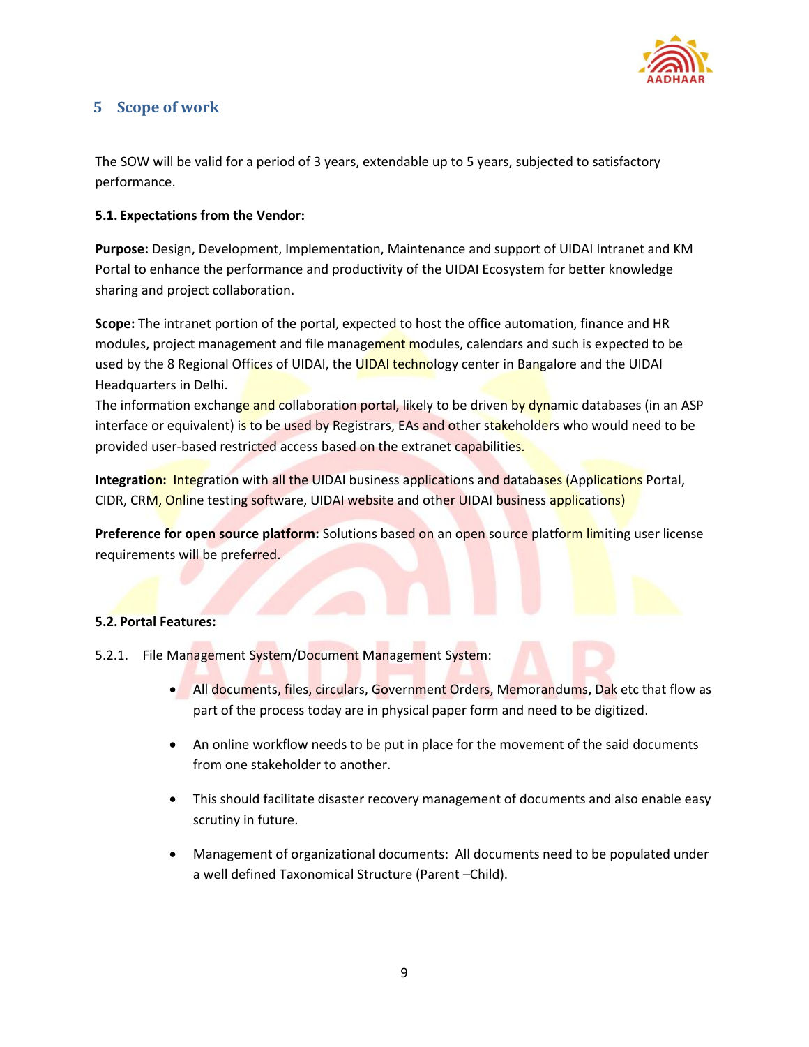# 5 Scope of work

The SOW will be valid for a period of 3 years, extendable up to 5 years, subjected to satisfactory performance.

**5.1. Expectations from the Vendor:**

**Purpose:** Design, Development, Implementation, Maintenance and support of UIDAI Intranet and KM Portal to enhance the performance and productivity of the UIDAI Ecosystem for better knowledge sharing and project collaboration.

**Scope:** The intranet portion of the portal, expected to host the office automation, finance and HR modules, project management and file management modules, calendars and such is expected to be used by the 8 Regional Offices of UIDAI, the UIDAI technology center in Bangalore and the UIDAI Headquarters in Delhi.
The information exchange and collaboration portal, likely to be driven by dynamic databases (in an ASP interface or equivalent) is to be used by Registrars, EAs and other stakeholders who would need to be provided user-based restricted access based on the extranet capabilities.

**Integration:** Integration with all the UIDAI business applications and databases (Applications Portal, CIDR, CRM, Online testing software, UIDAI website and other UIDAI business applications)

**Preference for open source platform:** Solutions based on an open source platform limiting user license requirements will be preferred.

**5.2. Portal Features:**

5.2.1. File Management System/Document Management System:

- All documents, files, circulars, Government Orders, Memorandums, Dak etc that flow as part of the process today are in physical paper form and need to be digitized.
- An online workflow needs to be put in place for the movement of the said documents from one stakeholder to another.
- This should facilitate disaster recovery management of documents and also enable easy scrutiny in future.
- Management of organizational documents: All documents need to be populated under a well defined Taxonomical Structure (Parent –Child).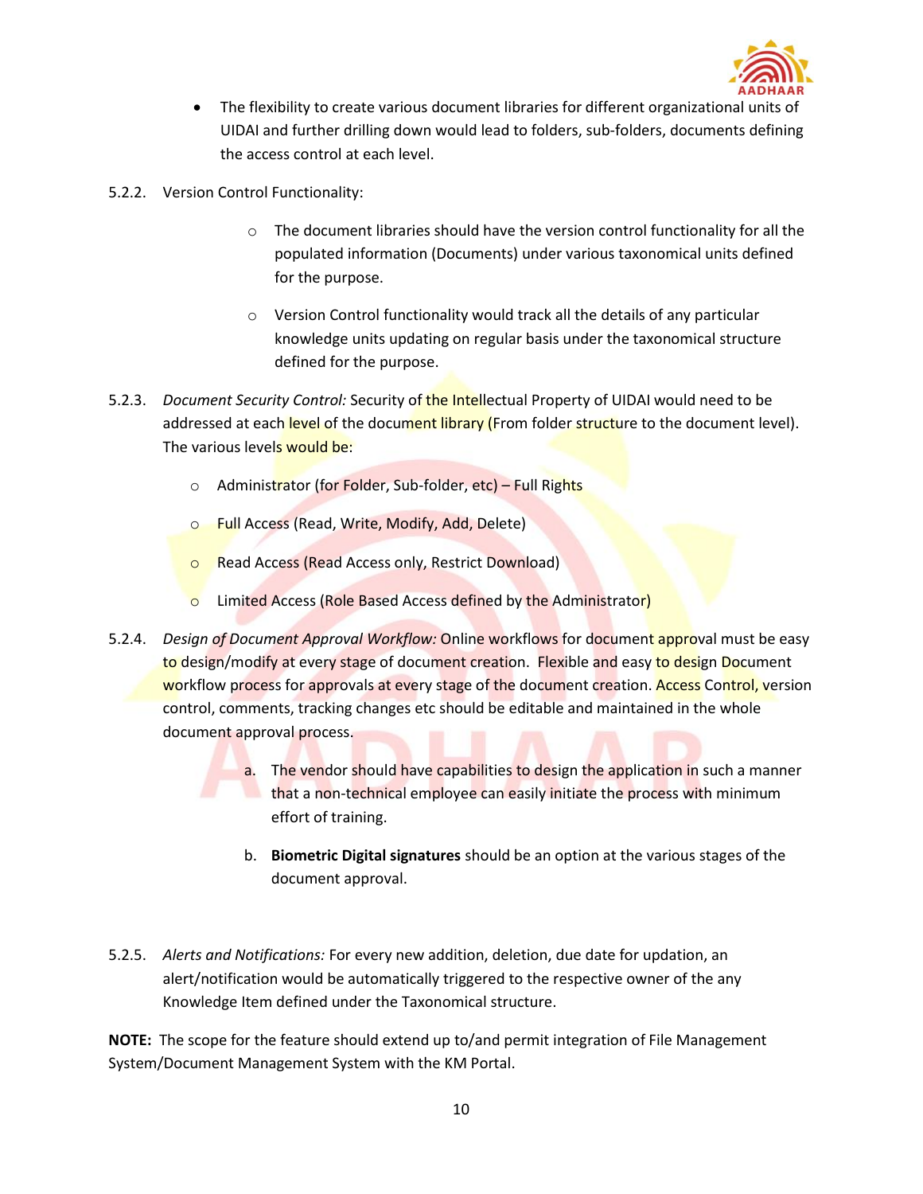- The flexibility to create various document libraries for different organizational units of UIDAI and further drilling down would lead to folders, sub-folders, documents defining the access control at each level.

5.2.2. Version Control Functionality:

- The document libraries should have the version control functionality for all the populated information (Documents) under various taxonomical units defined for the purpose.
- Version Control functionality would track all the details of any particular knowledge units updating on regular basis under the taxonomical structure defined for the purpose.

5.2.3. *Document Security Control:* Security of the Intellectual Property of UIDAI would need to be addressed at each level of the document library (From folder structure to the document level). The various levels would be:

- Administrator (for Folder, Sub-folder, etc) – Full Rights
- Full Access (Read, Write, Modify, Add, Delete)
- Read Access (Read Access only, Restrict Download)
- Limited Access (Role Based Access defined by the Administrator)

5.2.4. *Design of Document Approval Workflow:* Online workflows for document approval must be easy to design/modify at every stage of document creation. Flexible and easy to design Document workflow process for approvals at every stage of the document creation. Access Control, version control, comments, tracking changes etc should be editable and maintained in the whole document approval process.

a. The vendor should have capabilities to design the application in such a manner that a non-technical employee can easily initiate the process with minimum effort of training.

b. **Biometric Digital signatures** should be an option at the various stages of the document approval.

5.2.5. *Alerts and Notifications:* For every new addition, deletion, due date for updation, an alert/notification would be automatically triggered to the respective owner of the any Knowledge Item defined under the Taxonomical structure.

**NOTE:** The scope for the feature should extend up to/and permit integration of File Management System/Document Management System with the KM Portal.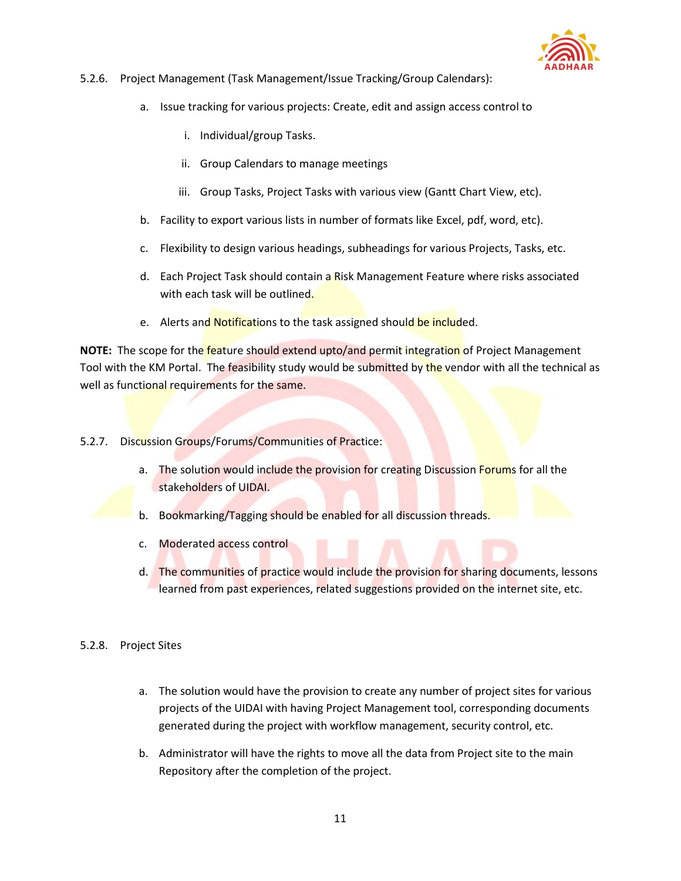5.2.6. Project Management (Task Management/Issue Tracking/Group Calendars):

a. Issue tracking for various projects: Create, edit and assign access control to

   i. Individual/group Tasks.

   ii. Group Calendars to manage meetings

   iii. Group Tasks, Project Tasks with various view (Gantt Chart View, etc).

b. Facility to export various lists in number of formats like Excel, pdf, word, etc).

c. Flexibility to design various headings, subheadings for various Projects, Tasks, etc.

d. Each Project Task should contain a Risk Management Feature where risks associated with each task will be outlined.

e. Alerts and Notifications to the task assigned should be included.

**NOTE:** The scope for the feature should extend upto/and permit integration of Project Management Tool with the KM Portal. The feasibility study would be submitted by the vendor with all the technical as well as functional requirements for the same.

5.2.7. Discussion Groups/Forums/Communities of Practice:

a. The solution would include the provision for creating Discussion Forums for all the stakeholders of UIDAI.

b. Bookmarking/Tagging should be enabled for all discussion threads.

c. Moderated access control

d. The communities of practice would include the provision for sharing documents, lessons learned from past experiences, related suggestions provided on the internet site, etc.

5.2.8. Project Sites

a. The solution would have the provision to create any number of project sites for various projects of the UIDAI with having Project Management tool, corresponding documents generated during the project with workflow management, security control, etc.

b. Administrator will have the rights to move all the data from Project site to the main Repository after the completion of the project.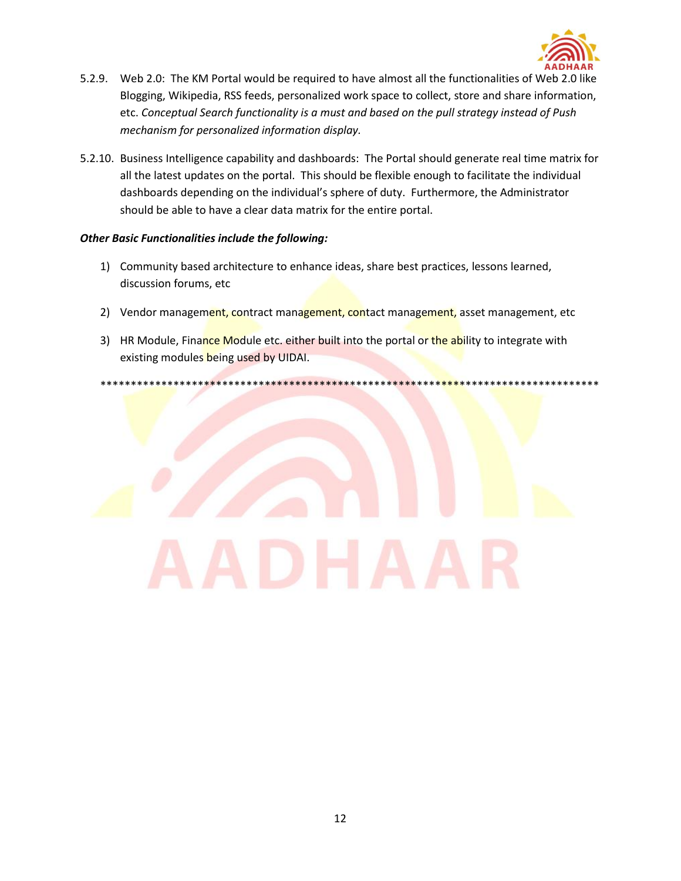5.2.9. Web 2.0: The KM Portal would be required to have almost all the functionalities of Web 2.0 like Blogging, Wikipedia, RSS feeds, personalized work space to collect, store and share information, etc. *Conceptual Search functionality is a must and based on the pull strategy instead of Push mechanism for personalized information display.*

5.2.10. Business Intelligence capability and dashboards: The Portal should generate real time matrix for all the latest updates on the portal. This should be flexible enough to facilitate the individual dashboards depending on the individual's sphere of duty. Furthermore, the Administrator should be able to have a clear data matrix for the entire portal.

***Other Basic Functionalities include the following:***

1) Community based architecture to enhance ideas, share best practices, lessons learned, discussion forums, etc
2) Vendor management, contract management, contact management, asset management, etc
3) HR Module, Finance Module etc. either built into the portal or the ability to integrate with existing modules being used by UIDAI.

***********************************************************************************